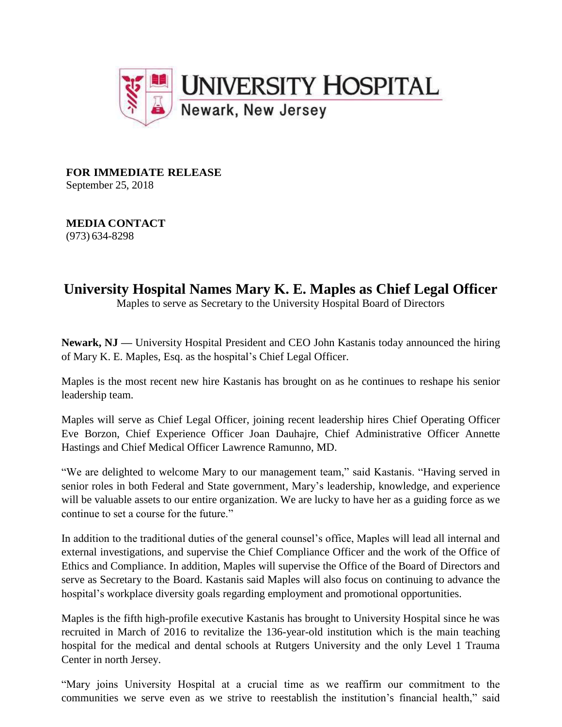UNIVERSITY HOSPITAL
Newark, New Jersey

**FOR IMMEDIATE RELEASE**
September 25, 2018

**MEDIA CONTACT**
(973) 634-8298

# University Hospital Names Mary K. E. Maples as Chief Legal Officer

Maples to serve as Secretary to the University Hospital Board of Directors

**Newark, NJ —** University Hospital President and CEO John Kastanis today announced the hiring of Mary K. E. Maples, Esq. as the hospital's Chief Legal Officer.

Maples is the most recent new hire Kastanis has brought on as he continues to reshape his senior leadership team.

Maples will serve as Chief Legal Officer, joining recent leadership hires Chief Operating Officer Eve Borzon, Chief Experience Officer Joan Dauhajre, Chief Administrative Officer Annette Hastings and Chief Medical Officer Lawrence Ramunno, MD.

"We are delighted to welcome Mary to our management team," said Kastanis. "Having served in senior roles in both Federal and State government, Mary's leadership, knowledge, and experience will be valuable assets to our entire organization. We are lucky to have her as a guiding force as we continue to set a course for the future."

In addition to the traditional duties of the general counsel's office, Maples will lead all internal and external investigations, and supervise the Chief Compliance Officer and the work of the Office of Ethics and Compliance. In addition, Maples will supervise the Office of the Board of Directors and serve as Secretary to the Board. Kastanis said Maples will also focus on continuing to advance the hospital's workplace diversity goals regarding employment and promotional opportunities.

Maples is the fifth high-profile executive Kastanis has brought to University Hospital since he was recruited in March of 2016 to revitalize the 136-year-old institution which is the main teaching hospital for the medical and dental schools at Rutgers University and the only Level 1 Trauma Center in north Jersey.

"Mary joins University Hospital at a crucial time as we reaffirm our commitment to the communities we serve even as we strive to reestablish the institution's financial health," said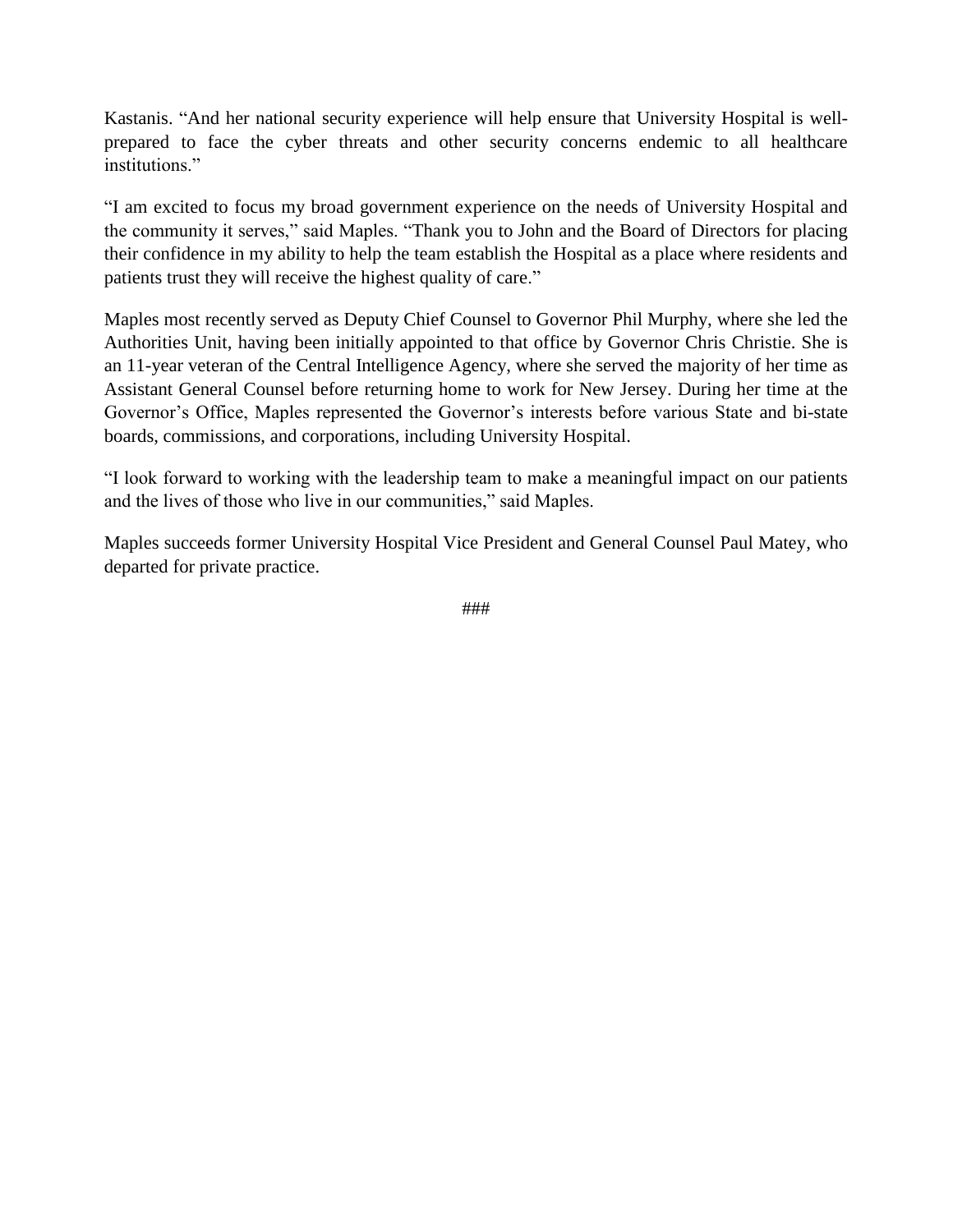Kastanis. "And her national security experience will help ensure that University Hospital is well-prepared to face the cyber threats and other security concerns endemic to all healthcare institutions."

"I am excited to focus my broad government experience on the needs of University Hospital and the community it serves," said Maples. "Thank you to John and the Board of Directors for placing their confidence in my ability to help the team establish the Hospital as a place where residents and patients trust they will receive the highest quality of care."

Maples most recently served as Deputy Chief Counsel to Governor Phil Murphy, where she led the Authorities Unit, having been initially appointed to that office by Governor Chris Christie. She is an 11-year veteran of the Central Intelligence Agency, where she served the majority of her time as Assistant General Counsel before returning home to work for New Jersey. During her time at the Governor's Office, Maples represented the Governor's interests before various State and bi-state boards, commissions, and corporations, including University Hospital.

"I look forward to working with the leadership team to make a meaningful impact on our patients and the lives of those who live in our communities," said Maples.

Maples succeeds former University Hospital Vice President and General Counsel Paul Matey, who departed for private practice.

###